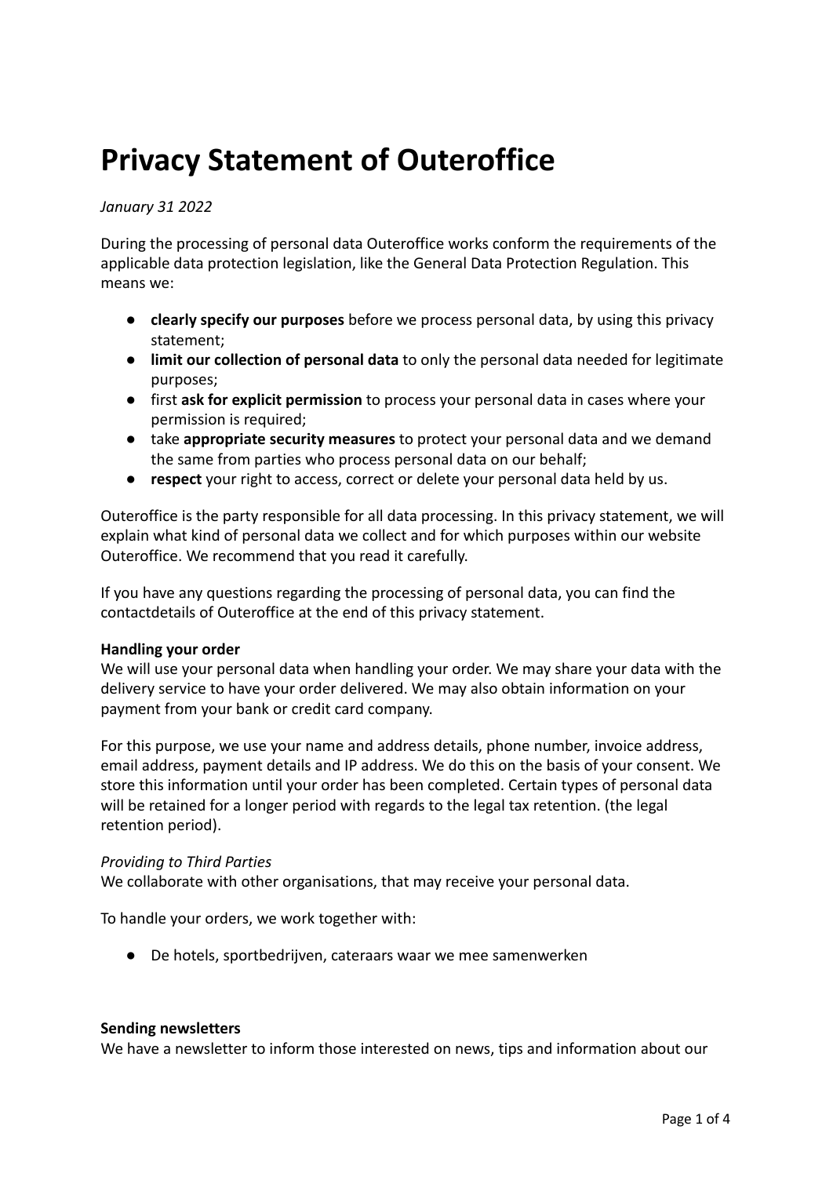# Privacy Statement of Outeroffice

*January 31 2022*

During the processing of personal data Outeroffice works conform the requirements of the applicable data protection legislation, like the General Data Protection Regulation. This means we:

- **clearly specify our purposes** before we process personal data, by using this privacy statement;
- **limit our collection of personal data** to only the personal data needed for legitimate purposes;
- first **ask for explicit permission** to process your personal data in cases where your permission is required;
- take **appropriate security measures** to protect your personal data and we demand the same from parties who process personal data on our behalf;
- **respect** your right to access, correct or delete your personal data held by us.

Outeroffice is the party responsible for all data processing. In this privacy statement, we will explain what kind of personal data we collect and for which purposes within our website Outeroffice. We recommend that you read it carefully.

If you have any questions regarding the processing of personal data, you can find the contactdetails of Outeroffice at the end of this privacy statement.

**Handling your order**
We will use your personal data when handling your order. We may share your data with the delivery service to have your order delivered. We may also obtain information on your payment from your bank or credit card company.

For this purpose, we use your name and address details, phone number, invoice address, email address, payment details and IP address. We do this on the basis of your consent. We store this information until your order has been completed. Certain types of personal data will be retained for a longer period with regards to the legal tax retention. (the legal retention period).

*Providing to Third Parties*
We collaborate with other organisations, that may receive your personal data.

To handle your orders, we work together with:

- De hotels, sportbedrijven, cateraars waar we mee samenwerken

**Sending newsletters**
We have a newsletter to inform those interested on news, tips and information about our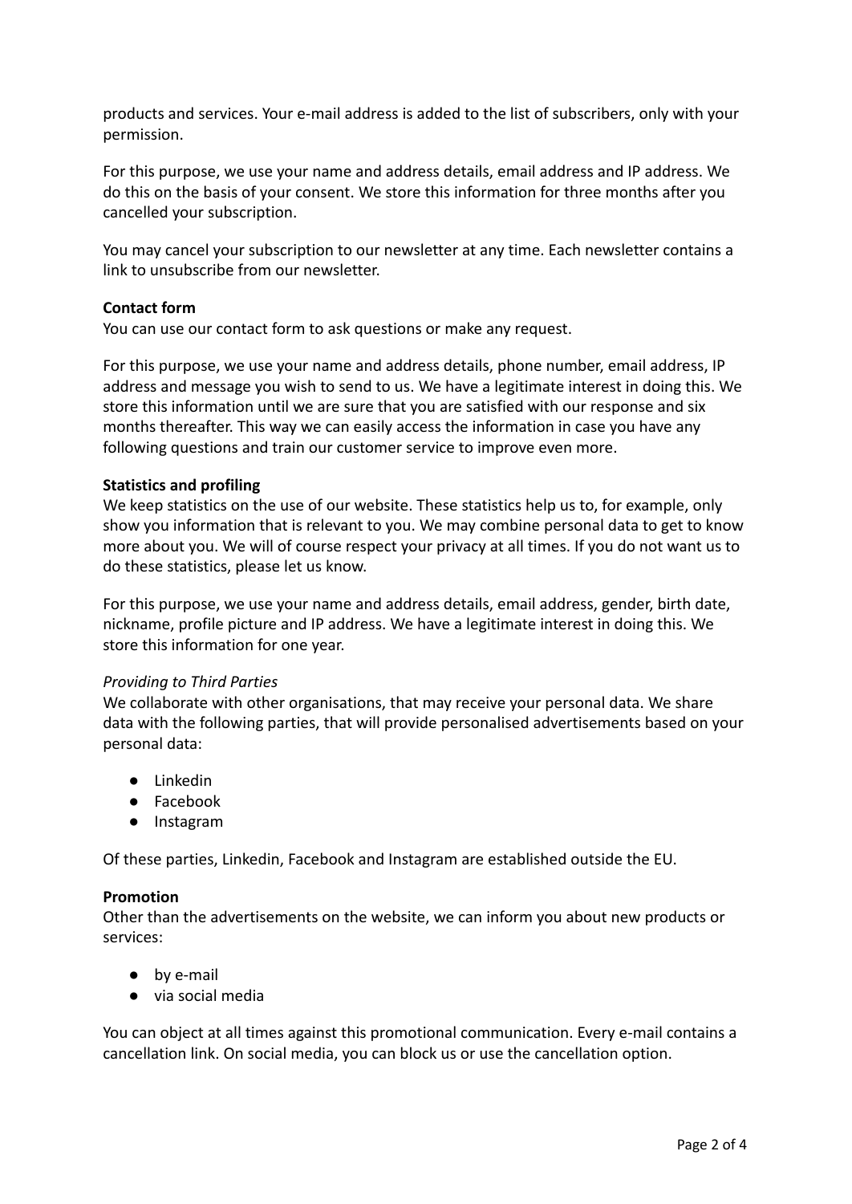products and services. Your e-mail address is added to the list of subscribers, only with your permission.

For this purpose, we use your name and address details, email address and IP address. We do this on the basis of your consent. We store this information for three months after you cancelled your subscription.

You may cancel your subscription to our newsletter at any time. Each newsletter contains a link to unsubscribe from our newsletter.

**Contact form**
You can use our contact form to ask questions or make any request.

For this purpose, we use your name and address details, phone number, email address, IP address and message you wish to send to us. We have a legitimate interest in doing this. We store this information until we are sure that you are satisfied with our response and six months thereafter. This way we can easily access the information in case you have any following questions and train our customer service to improve even more.

**Statistics and profiling**
We keep statistics on the use of our website. These statistics help us to, for example, only show you information that is relevant to you. We may combine personal data to get to know more about you. We will of course respect your privacy at all times. If you do not want us to do these statistics, please let us know.

For this purpose, we use your name and address details, email address, gender, birth date, nickname, profile picture and IP address. We have a legitimate interest in doing this. We store this information for one year.

*Providing to Third Parties*
We collaborate with other organisations, that may receive your personal data. We share data with the following parties, that will provide personalised advertisements based on your personal data:

- Linkedin
- Facebook
- Instagram

Of these parties, Linkedin, Facebook and Instagram are established outside the EU.

**Promotion**
Other than the advertisements on the website, we can inform you about new products or services:

- by e-mail
- via social media

You can object at all times against this promotional communication. Every e-mail contains a cancellation link. On social media, you can block us or use the cancellation option.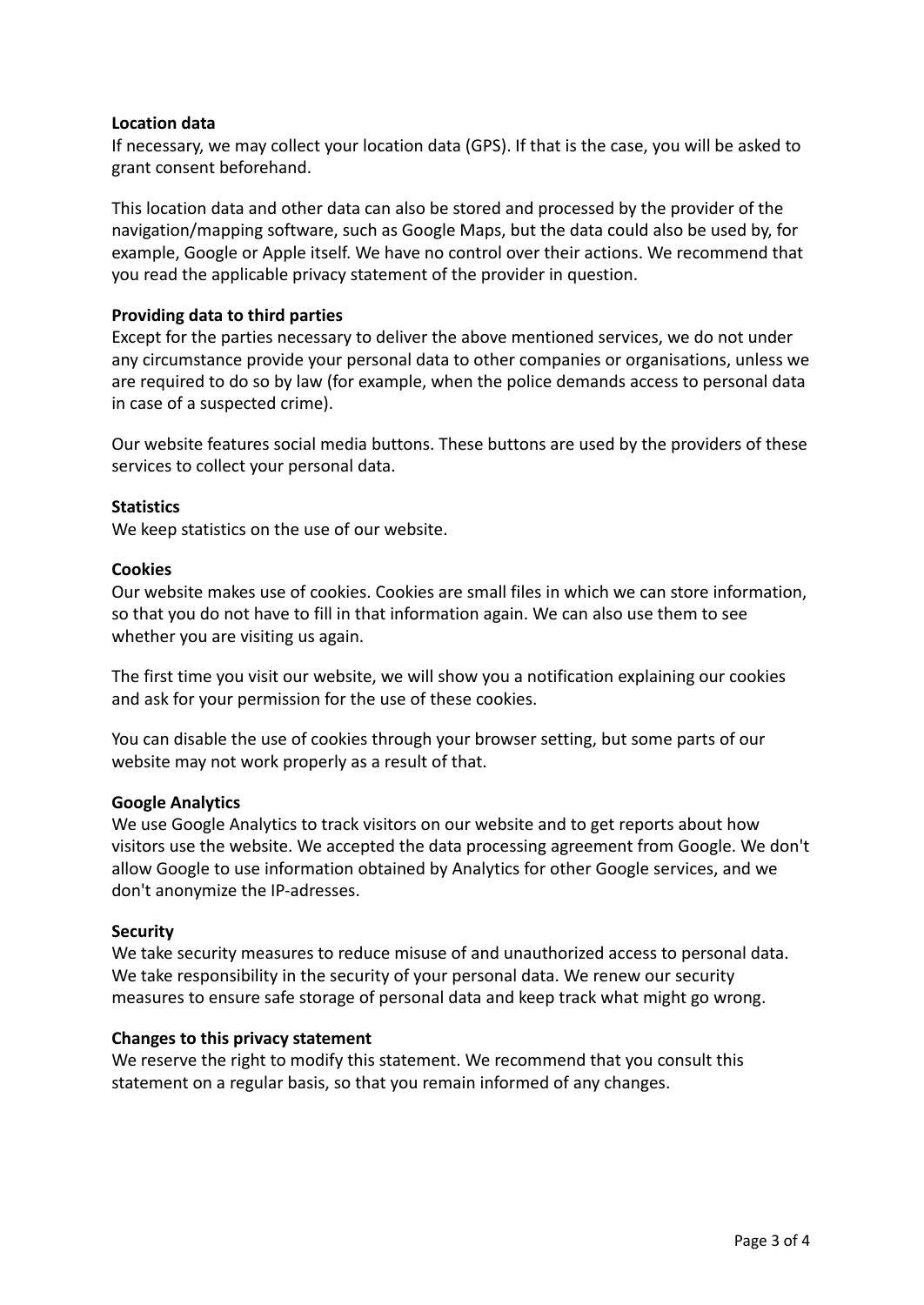**Location data**

If necessary, we may collect your location data (GPS). If that is the case, you will be asked to grant consent beforehand.

This location data and other data can also be stored and processed by the provider of the navigation/mapping software, such as Google Maps, but the data could also be used by, for example, Google or Apple itself. We have no control over their actions. We recommend that you read the applicable privacy statement of the provider in question.

**Providing data to third parties**

Except for the parties necessary to deliver the above mentioned services, we do not under any circumstance provide your personal data to other companies or organisations, unless we are required to do so by law (for example, when the police demands access to personal data in case of a suspected crime).

Our website features social media buttons. These buttons are used by the providers of these services to collect your personal data.

**Statistics**

We keep statistics on the use of our website.

**Cookies**

Our website makes use of cookies. Cookies are small files in which we can store information, so that you do not have to fill in that information again. We can also use them to see whether you are visiting us again.

The first time you visit our website, we will show you a notification explaining our cookies and ask for your permission for the use of these cookies.

You can disable the use of cookies through your browser setting, but some parts of our website may not work properly as a result of that.

**Google Analytics**

We use Google Analytics to track visitors on our website and to get reports about how visitors use the website. We accepted the data processing agreement from Google. We don't allow Google to use information obtained by Analytics for other Google services, and we don't anonymize the IP-adresses.

**Security**

We take security measures to reduce misuse of and unauthorized access to personal data. We take responsibility in the security of your personal data. We renew our security measures to ensure safe storage of personal data and keep track what might go wrong.

**Changes to this privacy statement**

We reserve the right to modify this statement. We recommend that you consult this statement on a regular basis, so that you remain informed of any changes.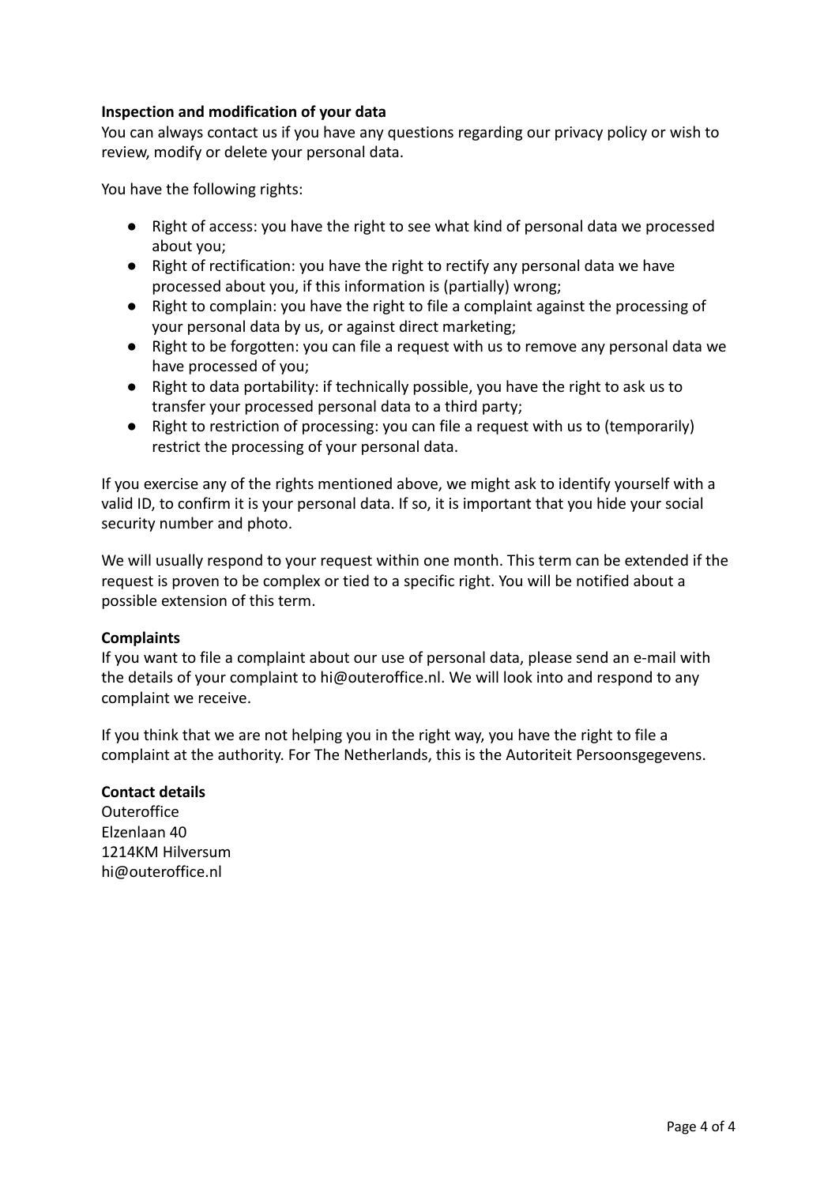**Inspection and modification of your data**

You can always contact us if you have any questions regarding our privacy policy or wish to review, modify or delete your personal data.

You have the following rights:

- Right of access: you have the right to see what kind of personal data we processed about you;
- Right of rectification: you have the right to rectify any personal data we have processed about you, if this information is (partially) wrong;
- Right to complain: you have the right to file a complaint against the processing of your personal data by us, or against direct marketing;
- Right to be forgotten: you can file a request with us to remove any personal data we have processed of you;
- Right to data portability: if technically possible, you have the right to ask us to transfer your processed personal data to a third party;
- Right to restriction of processing: you can file a request with us to (temporarily) restrict the processing of your personal data.

If you exercise any of the rights mentioned above, we might ask to identify yourself with a valid ID, to confirm it is your personal data. If so, it is important that you hide your social security number and photo.

We will usually respond to your request within one month. This term can be extended if the request is proven to be complex or tied to a specific right. You will be notified about a possible extension of this term.

**Complaints**

If you want to file a complaint about our use of personal data, please send an e-mail with the details of your complaint to hi@outeroffice.nl. We will look into and respond to any complaint we receive.

If you think that we are not helping you in the right way, you have the right to file a complaint at the authority. For The Netherlands, this is the Autoriteit Persoonsgegevens.

**Contact details**

Outeroffice
Elzenlaan 40
1214KM Hilversum
hi@outeroffice.nl